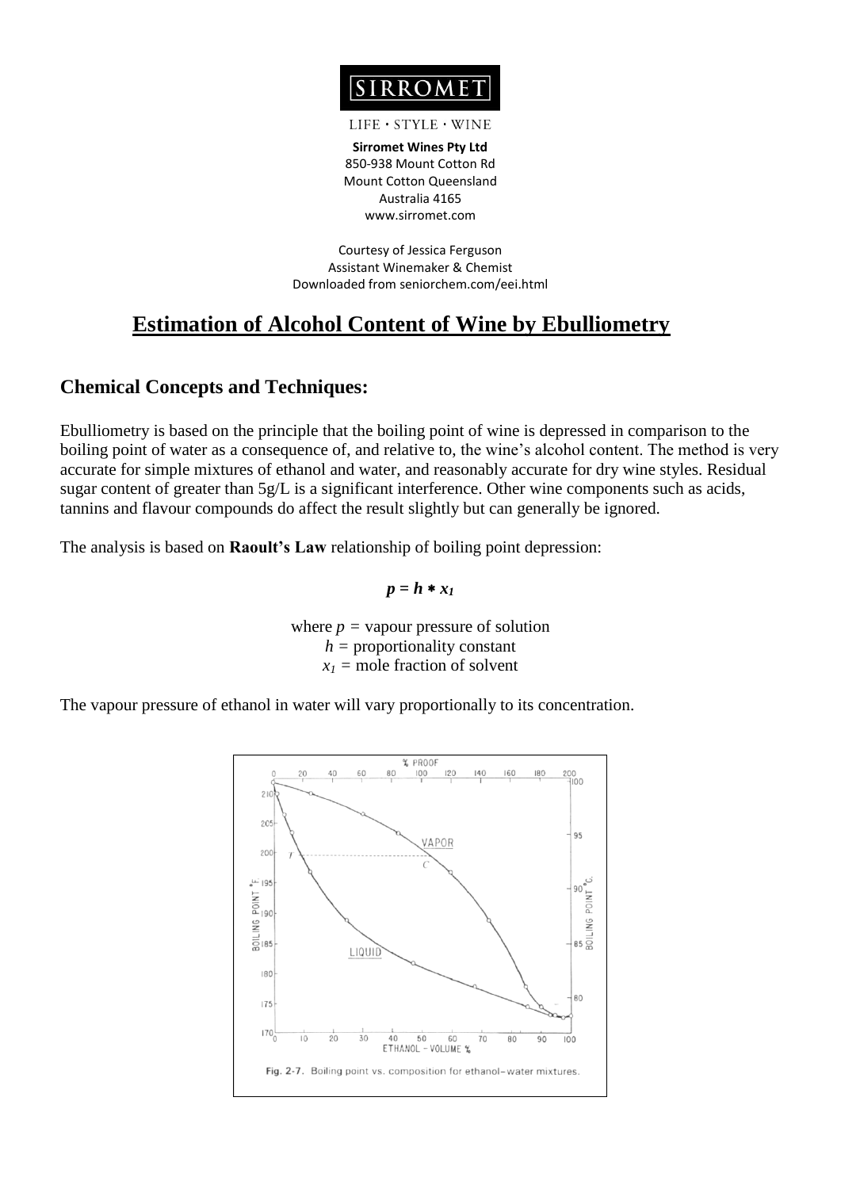SIRROMET

LIFE · STYLE · WINE

**Sirromet Wines Pty Ltd**
850-938 Mount Cotton Rd
Mount Cotton Queensland
Australia 4165
www.sirromet.com

Courtesy of Jessica Ferguson
Assistant Winemaker & Chemist
Downloaded from seniorchem.com/eei.html

# Estimation of Alcohol Content of Wine by Ebulliometry

## Chemical Concepts and Techniques:

Ebulliometry is based on the principle that the boiling point of wine is depressed in comparison to the boiling point of water as a consequence of, and relative to, the wine's alcohol content. The method is very accurate for simple mixtures of ethanol and water, and reasonably accurate for dry wine styles. Residual sugar content of greater than 5g/L is a significant interference. Other wine components such as acids, tannins and flavour compounds do affect the result slightly but can generally be ignored.

The analysis is based on **Raoult's Law** relationship of boiling point depression:

$$p = h * x_1$$

where $p$ = vapour pressure of solution
$h$ = proportionality constant
$x_1$ = mole fraction of solvent

The vapour pressure of ethanol in water will vary proportionally to its concentration.

Fig. 2-7. Boiling point vs. composition for ethanol–water mixtures.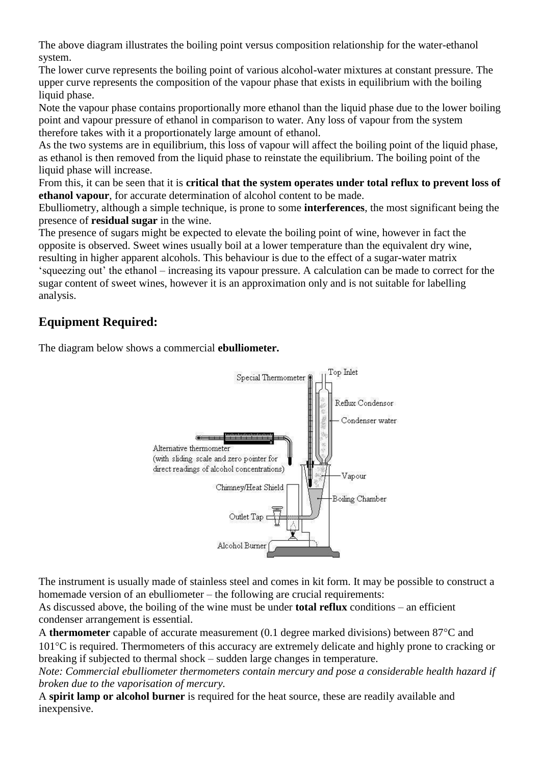The above diagram illustrates the boiling point versus composition relationship for the water-ethanol system.

The lower curve represents the boiling point of various alcohol-water mixtures at constant pressure. The upper curve represents the composition of the vapour phase that exists in equilibrium with the boiling liquid phase.

Note the vapour phase contains proportionally more ethanol than the liquid phase due to the lower boiling point and vapour pressure of ethanol in comparison to water. Any loss of vapour from the system therefore takes with it a proportionately large amount of ethanol.

As the two systems are in equilibrium, this loss of vapour will affect the boiling point of the liquid phase, as ethanol is then removed from the liquid phase to reinstate the equilibrium. The boiling point of the liquid phase will increase.

From this, it can be seen that it is **critical that the system operates under total reflux to prevent loss of ethanol vapour**, for accurate determination of alcohol content to be made.

Ebulliometry, although a simple technique, is prone to some **interferences**, the most significant being the presence of **residual sugar** in the wine.

The presence of sugars might be expected to elevate the boiling point of wine, however in fact the opposite is observed. Sweet wines usually boil at a lower temperature than the equivalent dry wine, resulting in higher apparent alcohols. This behaviour is due to the effect of a sugar-water matrix 'squeezing out' the ethanol – increasing its vapour pressure. A calculation can be made to correct for the sugar content of sweet wines, however it is an approximation only and is not suitable for labelling analysis.

## Equipment Required:

The diagram below shows a commercial **ebulliometer.**

Special Thermometer, Top Inlet, Reflux Condensor, Condenser water, Alternative thermometer (with sliding scale and zero pointer for direct readings of alcohol concentrations), Vapour, Chimney/Heat Shield, Boiling Chamber, Outlet Tap, Alcohol Burner

The instrument is usually made of stainless steel and comes in kit form. It may be possible to construct a homemade version of an ebulliometer – the following are crucial requirements:

As discussed above, the boiling of the wine must be under **total reflux** conditions – an efficient condenser arrangement is essential.

A **thermometer** capable of accurate measurement (0.1 degree marked divisions) between 87°C and 101°C is required. Thermometers of this accuracy are extremely delicate and highly prone to cracking or breaking if subjected to thermal shock – sudden large changes in temperature.

*Note: Commercial ebulliometer thermometers contain mercury and pose a considerable health hazard if broken due to the vaporisation of mercury.*

A **spirit lamp or alcohol burner** is required for the heat source, these are readily available and inexpensive.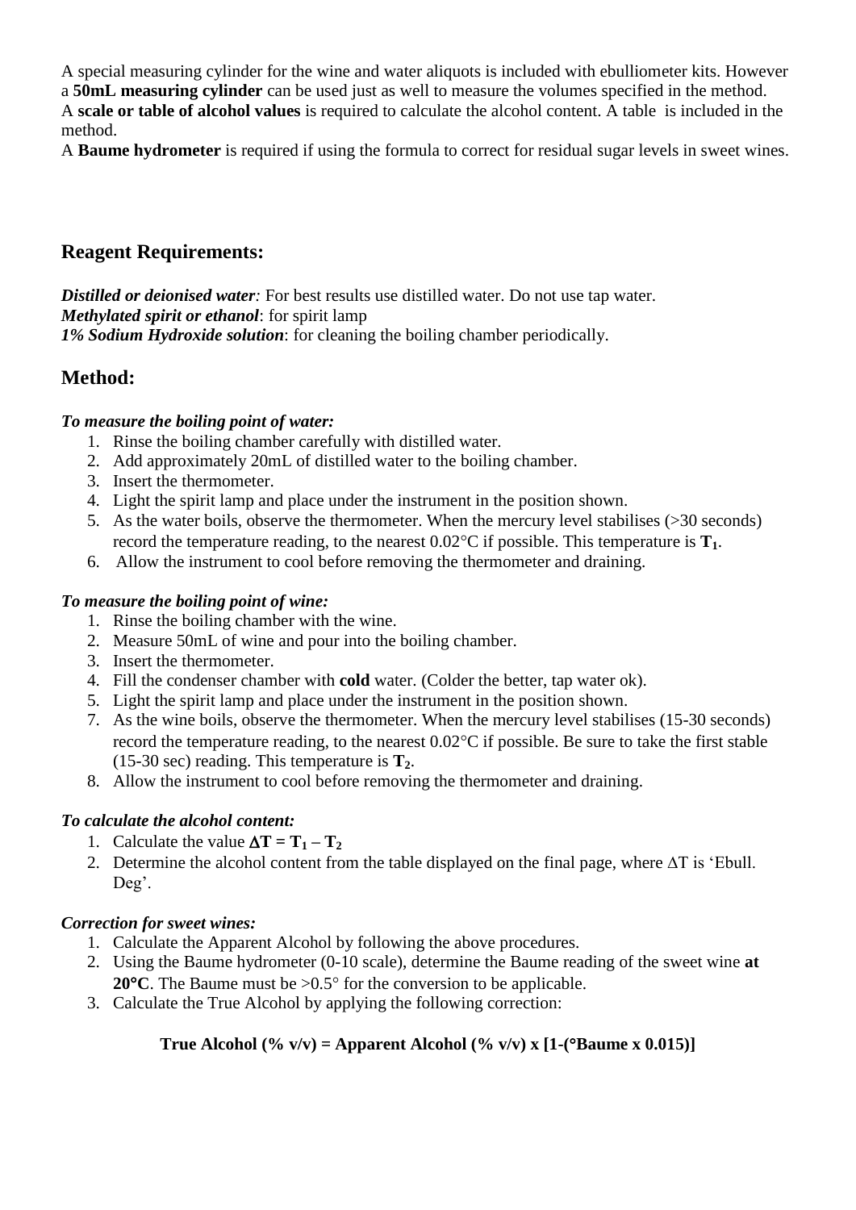A special measuring cylinder for the wine and water aliquots is included with ebulliometer kits. However a **50mL measuring cylinder** can be used just as well to measure the volumes specified in the method.
A **scale or table of alcohol values** is required to calculate the alcohol content. A table is included in the method.
A **Baume hydrometer** is required if using the formula to correct for residual sugar levels in sweet wines.

## Reagent Requirements:

***Distilled or deionised water**:* For best results use distilled water. Do not use tap water.
***Methylated spirit or ethanol***: for spirit lamp
***1% Sodium Hydroxide solution***: for cleaning the boiling chamber periodically.

## Method:

***To measure the boiling point of water:***

1. Rinse the boiling chamber carefully with distilled water.
2. Add approximately 20mL of distilled water to the boiling chamber.
3. Insert the thermometer.
4. Light the spirit lamp and place under the instrument in the position shown.
5. As the water boils, observe the thermometer. When the mercury level stabilises (>30 seconds) record the temperature reading, to the nearest 0.02°C if possible. This temperature is $\mathbf{T_1}$.
6. Allow the instrument to cool before removing the thermometer and draining.

***To measure the boiling point of wine:***

1. Rinse the boiling chamber with the wine.
2. Measure 50mL of wine and pour into the boiling chamber.
3. Insert the thermometer.
4. Fill the condenser chamber with **cold** water. (Colder the better, tap water ok).
5. Light the spirit lamp and place under the instrument in the position shown.
7. As the wine boils, observe the thermometer. When the mercury level stabilises (15-30 seconds) record the temperature reading, to the nearest 0.02°C if possible. Be sure to take the first stable (15-30 sec) reading. This temperature is $\mathbf{T_2}$.
8. Allow the instrument to cool before removing the thermometer and draining.

***To calculate the alcohol content:***

1. Calculate the value $\mathbf{\Delta T = T_1 - T_2}$
2. Determine the alcohol content from the table displayed on the final page, where $\Delta T$ is 'Ebull. Deg'.

***Correction for sweet wines:***

1. Calculate the Apparent Alcohol by following the above procedures.
2. Using the Baume hydrometer (0-10 scale), determine the Baume reading of the sweet wine **at 20°C**. The Baume must be >0.5° for the conversion to be applicable.
3. Calculate the True Alcohol by applying the following correction:

**True Alcohol (% v/v) = Apparent Alcohol (% v/v) x [1-(°Baume x 0.015)]**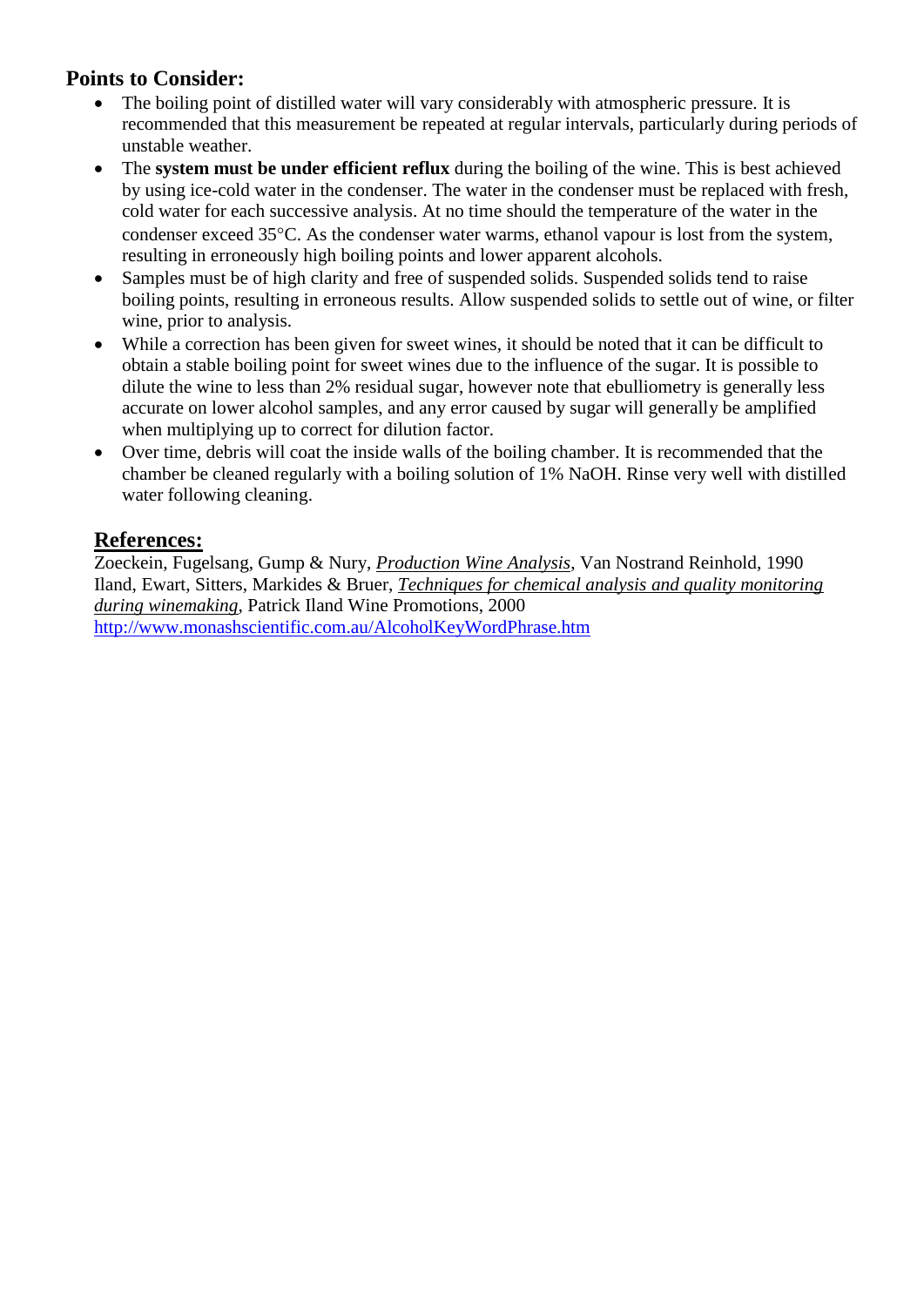## Points to Consider:

- The boiling point of distilled water will vary considerably with atmospheric pressure. It is recommended that this measurement be repeated at regular intervals, particularly during periods of unstable weather.
- The **system must be under efficient reflux** during the boiling of the wine. This is best achieved by using ice-cold water in the condenser. The water in the condenser must be replaced with fresh, cold water for each successive analysis. At no time should the temperature of the water in the condenser exceed 35°C. As the condenser water warms, ethanol vapour is lost from the system, resulting in erroneously high boiling points and lower apparent alcohols.
- Samples must be of high clarity and free of suspended solids. Suspended solids tend to raise boiling points, resulting in erroneous results. Allow suspended solids to settle out of wine, or filter wine, prior to analysis.
- While a correction has been given for sweet wines, it should be noted that it can be difficult to obtain a stable boiling point for sweet wines due to the influence of the sugar. It is possible to dilute the wine to less than 2% residual sugar, however note that ebulliometry is generally less accurate on lower alcohol samples, and any error caused by sugar will generally be amplified when multiplying up to correct for dilution factor.
- Over time, debris will coat the inside walls of the boiling chamber. It is recommended that the chamber be cleaned regularly with a boiling solution of 1% NaOH. Rinse very well with distilled water following cleaning.

## References:

Zoeckein, Fugelsang, Gump & Nury, *Production Wine Analysis*, Van Nostrand Reinhold, 1990
Iland, Ewart, Sitters, Markides & Bruer, *Techniques for chemical analysis and quality monitoring during winemaking*, Patrick Iland Wine Promotions, 2000
http://www.monashscientific.com.au/AlcoholKeyWordPhrase.htm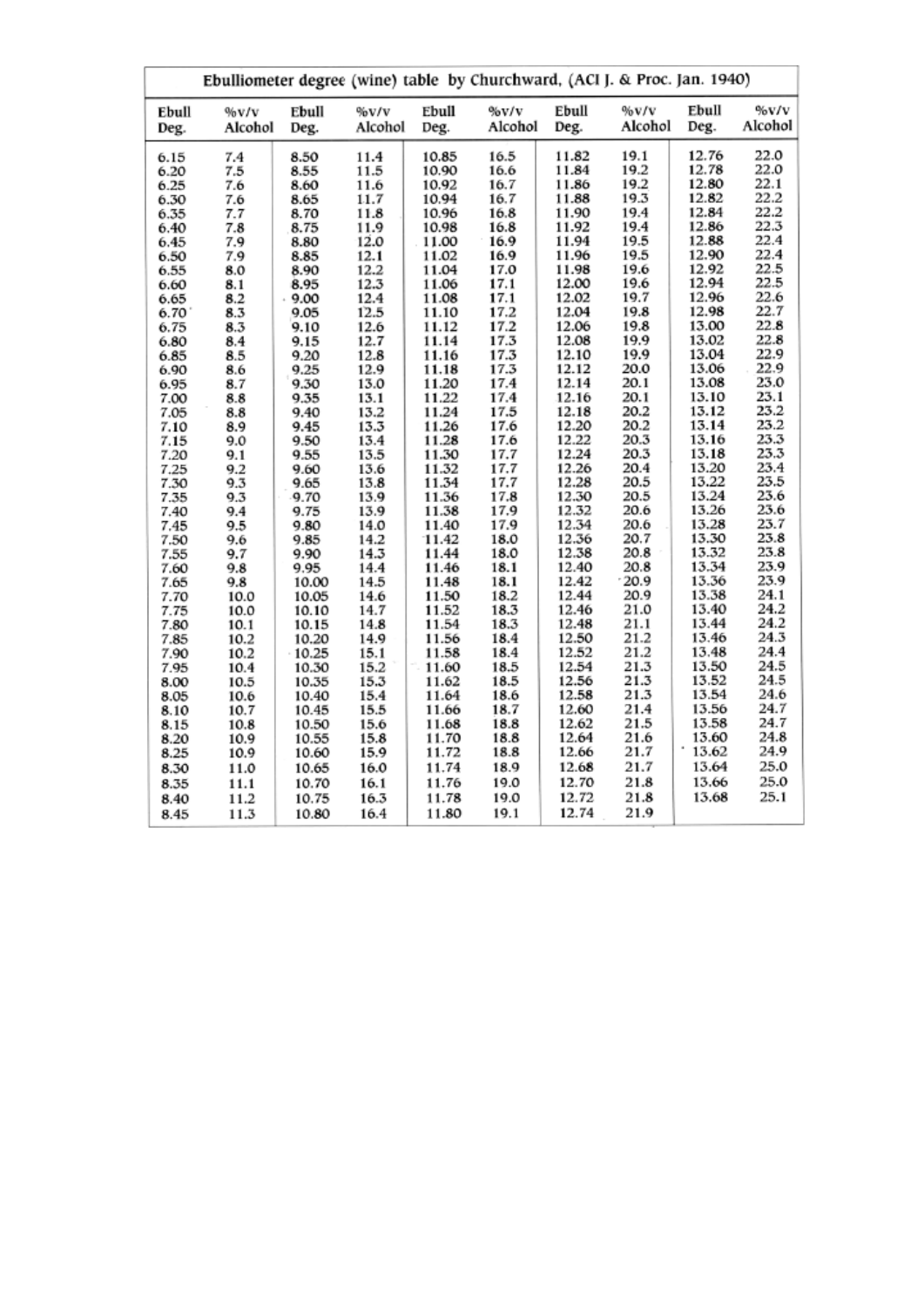| Ebulliometer degree (wine) table by Churchward, (ACI J. & Proc. Jan. 1940) | | | | | | | | | |
|---|---|---|---|---|---|---|---|---|---|
| Ebull Deg. | %v/v Alcohol | Ebull Deg. | %v/v Alcohol | Ebull Deg. | %v/v Alcohol | Ebull Deg. | %v/v Alcohol | Ebull Deg. | %v/v Alcohol |
| 6.15 | 7.4 | 8.50 | 11.4 | 10.85 | 16.5 | 11.82 | 19.1 | 12.76 | 22.0 |
| 6.20 | 7.5 | 8.55 | 11.5 | 10.90 | 16.6 | 11.84 | 19.2 | 12.78 | 22.0 |
| 6.25 | 7.6 | 8.60 | 11.6 | 10.92 | 16.7 | 11.86 | 19.2 | 12.80 | 22.1 |
| 6.30 | 7.6 | 8.65 | 11.7 | 10.94 | 16.7 | 11.88 | 19.3 | 12.82 | 22.2 |
| 6.35 | 7.7 | 8.70 | 11.8 | 10.96 | 16.8 | 11.90 | 19.4 | 12.84 | 22.2 |
| 6.40 | 7.8 | 8.75 | 11.9 | 10.98 | 16.8 | 11.92 | 19.4 | 12.86 | 22.3 |
| 6.45 | 7.9 | 8.80 | 12.0 | 11.00 | 16.9 | 11.94 | 19.5 | 12.88 | 22.4 |
| 6.50 | 7.9 | 8.85 | 12.1 | 11.02 | 16.9 | 11.96 | 19.5 | 12.90 | 22.4 |
| 6.55 | 8.0 | 8.90 | 12.2 | 11.04 | 17.0 | 11.98 | 19.6 | 12.92 | 22.5 |
| 6.60 | 8.1 | 8.95 | 12.3 | 11.06 | 17.1 | 12.00 | 19.6 | 12.94 | 22.5 |
| 6.65 | 8.2 | 9.00 | 12.4 | 11.08 | 17.1 | 12.02 | 19.7 | 12.96 | 22.6 |
| 6.70 | 8.3 | 9.05 | 12.5 | 11.10 | 17.2 | 12.04 | 19.8 | 12.98 | 22.7 |
| 6.75 | 8.3 | 9.10 | 12.6 | 11.12 | 17.2 | 12.06 | 19.8 | 13.00 | 22.8 |
| 6.80 | 8.4 | 9.15 | 12.7 | 11.14 | 17.3 | 12.08 | 19.9 | 13.02 | 22.8 |
| 6.85 | 8.5 | 9.20 | 12.8 | 11.16 | 17.3 | 12.10 | 19.9 | 13.04 | 22.9 |
| 6.90 | 8.6 | 9.25 | 12.9 | 11.18 | 17.3 | 12.12 | 20.0 | 13.06 | 22.9 |
| 6.95 | 8.7 | 9.30 | 13.0 | 11.20 | 17.4 | 12.14 | 20.1 | 13.08 | 23.0 |
| 7.00 | 8.8 | 9.35 | 13.1 | 11.22 | 17.4 | 12.16 | 20.1 | 13.10 | 23.1 |
| 7.05 | 8.8 | 9.40 | 13.2 | 11.24 | 17.5 | 12.18 | 20.2 | 13.12 | 23.2 |
| 7.10 | 8.9 | 9.45 | 13.3 | 11.26 | 17.6 | 12.20 | 20.2 | 13.14 | 23.2 |
| 7.15 | 9.0 | 9.50 | 13.4 | 11.28 | 17.6 | 12.22 | 20.3 | 13.16 | 23.3 |
| 7.20 | 9.1 | 9.55 | 13.5 | 11.30 | 17.7 | 12.24 | 20.3 | 13.18 | 23.3 |
| 7.25 | 9.2 | 9.60 | 13.6 | 11.32 | 17.7 | 12.26 | 20.4 | 13.20 | 23.4 |
| 7.30 | 9.3 | 9.65 | 13.8 | 11.34 | 17.7 | 12.28 | 20.5 | 13.22 | 23.5 |
| 7.35 | 9.3 | 9.70 | 13.9 | 11.36 | 17.8 | 12.30 | 20.5 | 13.24 | 23.6 |
| 7.40 | 9.4 | 9.75 | 13.9 | 11.38 | 17.9 | 12.32 | 20.6 | 13.26 | 23.6 |
| 7.45 | 9.5 | 9.80 | 14.0 | 11.40 | 17.9 | 12.34 | 20.6 | 13.28 | 23.7 |
| 7.50 | 9.6 | 9.85 | 14.2 | 11.42 | 18.0 | 12.36 | 20.7 | 13.30 | 23.8 |
| 7.55 | 9.7 | 9.90 | 14.3 | 11.44 | 18.0 | 12.38 | 20.8 | 13.32 | 23.8 |
| 7.60 | 9.8 | 9.95 | 14.4 | 11.46 | 18.1 | 12.40 | 20.8 | 13.34 | 23.9 |
| 7.65 | 9.8 | 10.00 | 14.5 | 11.48 | 18.1 | 12.42 | 20.9 | 13.36 | 23.9 |
| 7.70 | 10.0 | 10.05 | 14.6 | 11.50 | 18.2 | 12.44 | 20.9 | 13.38 | 24.1 |
| 7.75 | 10.0 | 10.10 | 14.7 | 11.52 | 18.3 | 12.46 | 21.0 | 13.40 | 24.2 |
| 7.80 | 10.1 | 10.15 | 14.8 | 11.54 | 18.3 | 12.48 | 21.1 | 13.44 | 24.2 |
| 7.85 | 10.2 | 10.20 | 14.9 | 11.56 | 18.4 | 12.50 | 21.2 | 13.46 | 24.3 |
| 7.90 | 10.2 | 10.25 | 15.1 | 11.58 | 18.4 | 12.52 | 21.2 | 13.48 | 24.4 |
| 7.95 | 10.4 | 10.30 | 15.2 | 11.60 | 18.5 | 12.54 | 21.3 | 13.50 | 24.5 |
| 8.00 | 10.5 | 10.35 | 15.3 | 11.62 | 18.5 | 12.56 | 21.3 | 13.52 | 24.5 |
| 8.05 | 10.6 | 10.40 | 15.4 | 11.64 | 18.6 | 12.58 | 21.3 | 13.54 | 24.6 |
| 8.10 | 10.7 | 10.45 | 15.5 | 11.66 | 18.7 | 12.60 | 21.4 | 13.56 | 24.7 |
| 8.15 | 10.8 | 10.50 | 15.6 | 11.68 | 18.8 | 12.62 | 21.5 | 13.58 | 24.7 |
| 8.20 | 10.9 | 10.55 | 15.8 | 11.70 | 18.8 | 12.64 | 21.6 | 13.60 | 24.8 |
| 8.25 | 10.9 | 10.60 | 15.9 | 11.72 | 18.8 | 12.66 | 21.7 | 13.62 | 24.9 |
| 8.30 | 11.0 | 10.65 | 16.0 | 11.74 | 18.9 | 12.68 | 21.7 | 13.64 | 25.0 |
| 8.35 | 11.1 | 10.70 | 16.1 | 11.76 | 19.0 | 12.70 | 21.8 | 13.66 | 25.0 |
| 8.40 | 11.2 | 10.75 | 16.3 | 11.78 | 19.0 | 12.72 | 21.8 | 13.68 | 25.1 |
| 8.45 | 11.3 | 10.80 | 16.4 | 11.80 | 19.1 | 12.74 | 21.9 | | |